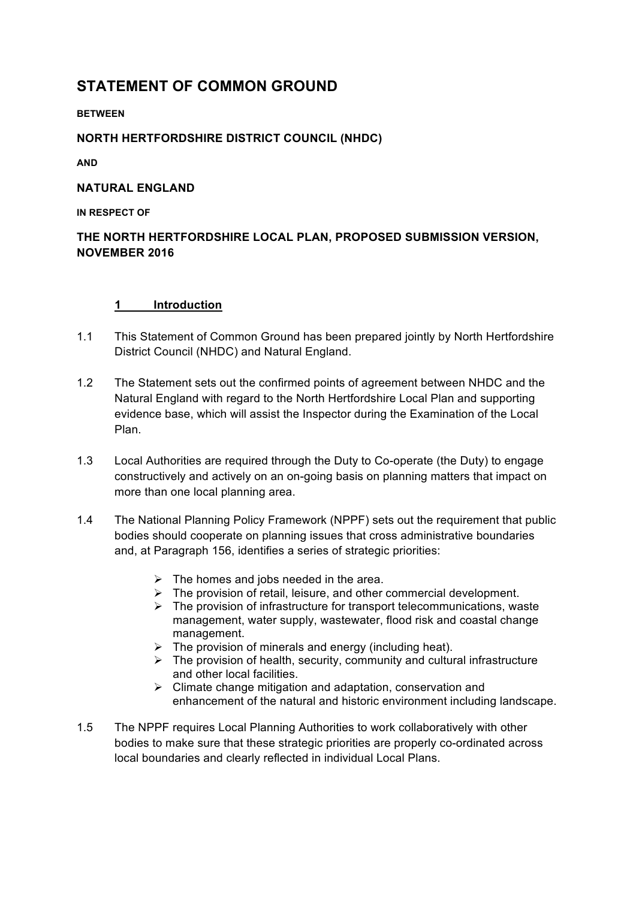# STATEMENT OF COMMON GROUND

**BETWEEN**

**NORTH HERTFORDSHIRE DISTRICT COUNCIL (NHDC)**

**AND**

**NATURAL ENGLAND**

**IN RESPECT OF**

**THE NORTH HERTFORDSHIRE LOCAL PLAN, PROPOSED SUBMISSION VERSION, NOVEMBER 2016**

## 1 Introduction

1.1 This Statement of Common Ground has been prepared jointly by North Hertfordshire District Council (NHDC) and Natural England.

1.2 The Statement sets out the confirmed points of agreement between NHDC and the Natural England with regard to the North Hertfordshire Local Plan and supporting evidence base, which will assist the Inspector during the Examination of the Local Plan.

1.3 Local Authorities are required through the Duty to Co-operate (the Duty) to engage constructively and actively on an on-going basis on planning matters that impact on more than one local planning area.

1.4 The National Planning Policy Framework (NPPF) sets out the requirement that public bodies should cooperate on planning issues that cross administrative boundaries and, at Paragraph 156, identifies a series of strategic priorities:

- The homes and jobs needed in the area.
- The provision of retail, leisure, and other commercial development.
- The provision of infrastructure for transport telecommunications, waste management, water supply, wastewater, flood risk and coastal change management.
- The provision of minerals and energy (including heat).
- The provision of health, security, community and cultural infrastructure and other local facilities.
- Climate change mitigation and adaptation, conservation and enhancement of the natural and historic environment including landscape.

1.5 The NPPF requires Local Planning Authorities to work collaboratively with other bodies to make sure that these strategic priorities are properly co-ordinated across local boundaries and clearly reflected in individual Local Plans.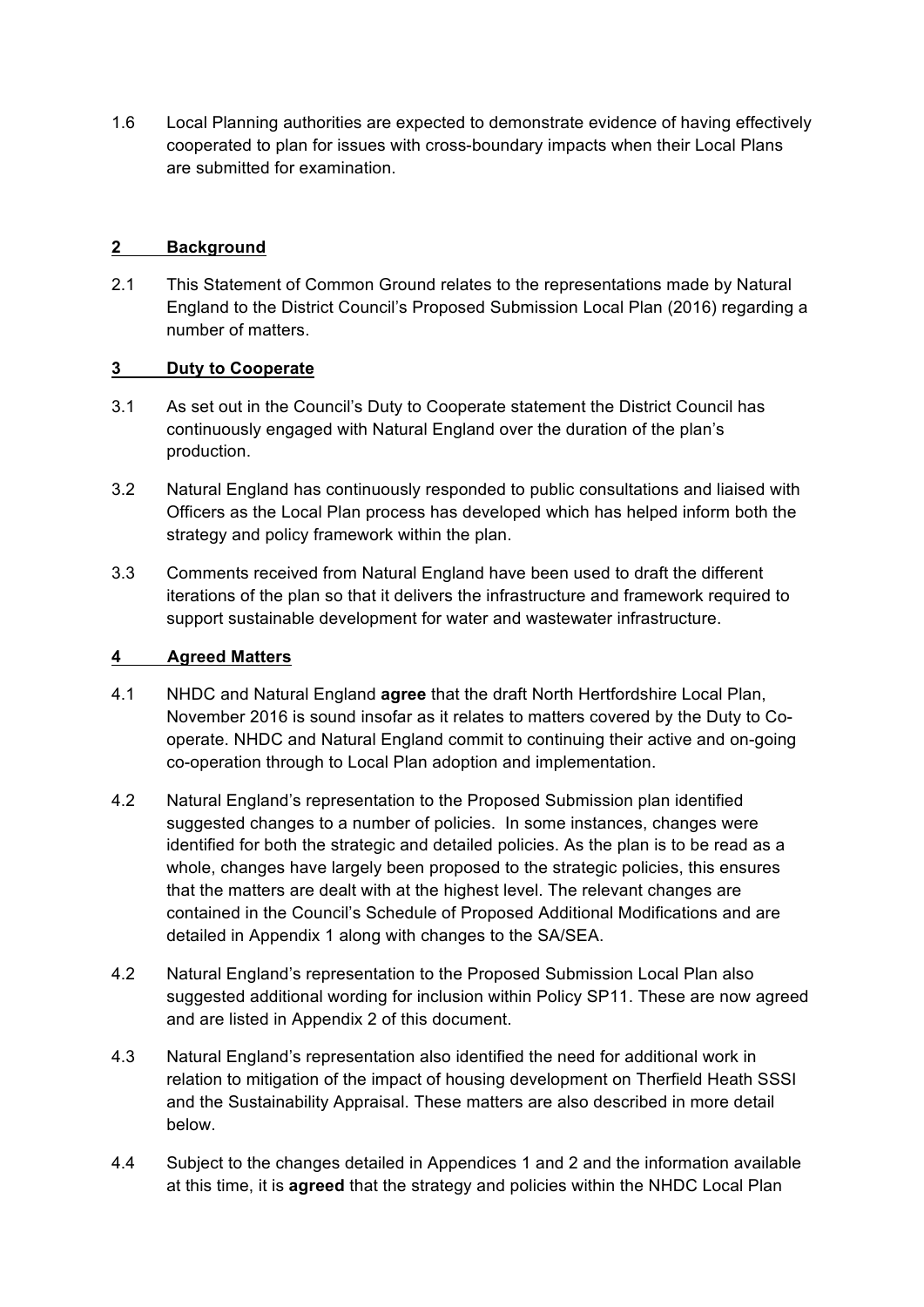1.6 Local Planning authorities are expected to demonstrate evidence of having effectively cooperated to plan for issues with cross-boundary impacts when their Local Plans are submitted for examination.

## 2 Background

2.1 This Statement of Common Ground relates to the representations made by Natural England to the District Council's Proposed Submission Local Plan (2016) regarding a number of matters.

## 3 Duty to Cooperate

3.1 As set out in the Council's Duty to Cooperate statement the District Council has continuously engaged with Natural England over the duration of the plan's production.

3.2 Natural England has continuously responded to public consultations and liaised with Officers as the Local Plan process has developed which has helped inform both the strategy and policy framework within the plan.

3.3 Comments received from Natural England have been used to draft the different iterations of the plan so that it delivers the infrastructure and framework required to support sustainable development for water and wastewater infrastructure.

## 4 Agreed Matters

4.1 NHDC and Natural England **agree** that the draft North Hertfordshire Local Plan, November 2016 is sound insofar as it relates to matters covered by the Duty to Co-operate. NHDC and Natural England commit to continuing their active and on-going co-operation through to Local Plan adoption and implementation.

4.2 Natural England's representation to the Proposed Submission plan identified suggested changes to a number of policies. In some instances, changes were identified for both the strategic and detailed policies. As the plan is to be read as a whole, changes have largely been proposed to the strategic policies, this ensures that the matters are dealt with at the highest level. The relevant changes are contained in the Council's Schedule of Proposed Additional Modifications and are detailed in Appendix 1 along with changes to the SA/SEA.

4.2 Natural England's representation to the Proposed Submission Local Plan also suggested additional wording for inclusion within Policy SP11. These are now agreed and are listed in Appendix 2 of this document.

4.3 Natural England's representation also identified the need for additional work in relation to mitigation of the impact of housing development on Therfield Heath SSSI and the Sustainability Appraisal. These matters are also described in more detail below.

4.4 Subject to the changes detailed in Appendices 1 and 2 and the information available at this time, it is **agreed** that the strategy and policies within the NHDC Local Plan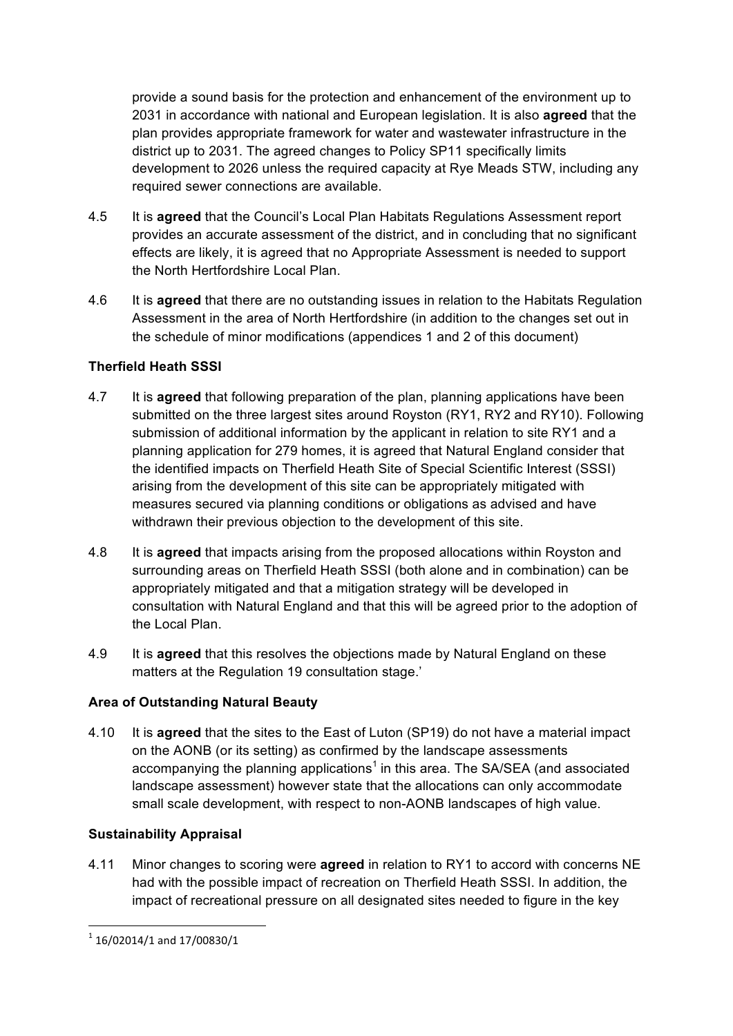provide a sound basis for the protection and enhancement of the environment up to 2031 in accordance with national and European legislation. It is also **agreed** that the plan provides appropriate framework for water and wastewater infrastructure in the district up to 2031. The agreed changes to Policy SP11 specifically limits development to 2026 unless the required capacity at Rye Meads STW, including any required sewer connections are available.

4.5 It is **agreed** that the Council's Local Plan Habitats Regulations Assessment report provides an accurate assessment of the district, and in concluding that no significant effects are likely, it is agreed that no Appropriate Assessment is needed to support the North Hertfordshire Local Plan.

4.6 It is **agreed** that there are no outstanding issues in relation to the Habitats Regulation Assessment in the area of North Hertfordshire (in addition to the changes set out in the schedule of minor modifications (appendices 1 and 2 of this document)

**Therfield Heath SSSI**

4.7 It is **agreed** that following preparation of the plan, planning applications have been submitted on the three largest sites around Royston (RY1, RY2 and RY10). Following submission of additional information by the applicant in relation to site RY1 and a planning application for 279 homes, it is agreed that Natural England consider that the identified impacts on Therfield Heath Site of Special Scientific Interest (SSSI) arising from the development of this site can be appropriately mitigated with measures secured via planning conditions or obligations as advised and have withdrawn their previous objection to the development of this site.

4.8 It is **agreed** that impacts arising from the proposed allocations within Royston and surrounding areas on Therfield Heath SSSI (both alone and in combination) can be appropriately mitigated and that a mitigation strategy will be developed in consultation with Natural England and that this will be agreed prior to the adoption of the Local Plan.

4.9 It is **agreed** that this resolves the objections made by Natural England on these matters at the Regulation 19 consultation stage.'

**Area of Outstanding Natural Beauty**

4.10 It is **agreed** that the sites to the East of Luton (SP19) do not have a material impact on the AONB (or its setting) as confirmed by the landscape assessments accompanying the planning applications[1] in this area. The SA/SEA (and associated landscape assessment) however state that the allocations can only accommodate small scale development, with respect to non-AONB landscapes of high value.

**Sustainability Appraisal**

4.11 Minor changes to scoring were **agreed** in relation to RY1 to accord with concerns NE had with the possible impact of recreation on Therfield Heath SSSI. In addition, the impact of recreational pressure on all designated sites needed to figure in the key

[1] 16/02014/1 and 17/00830/1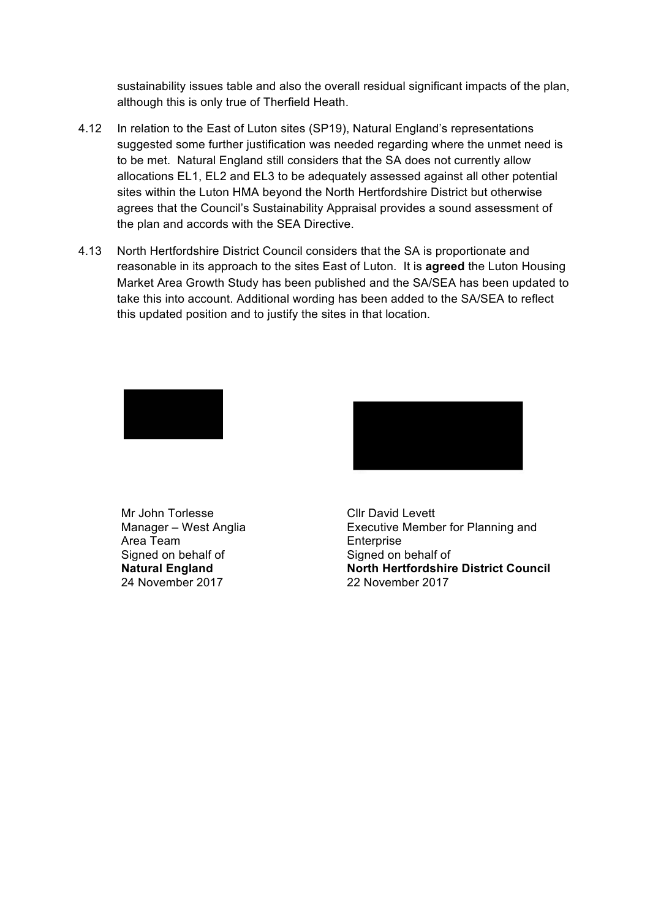sustainability issues table and also the overall residual significant impacts of the plan, although this is only true of Therfield Heath.

4.12 In relation to the East of Luton sites (SP19), Natural England's representations suggested some further justification was needed regarding where the unmet need is to be met. Natural England still considers that the SA does not currently allow allocations EL1, EL2 and EL3 to be adequately assessed against all other potential sites within the Luton HMA beyond the North Hertfordshire District but otherwise agrees that the Council's Sustainability Appraisal provides a sound assessment of the plan and accords with the SEA Directive.

4.13 North Hertfordshire District Council considers that the SA is proportionate and reasonable in its approach to the sites East of Luton. It is **agreed** the Luton Housing Market Area Growth Study has been published and the SA/SEA has been updated to take this into account. Additional wording has been added to the SA/SEA to reflect this updated position and to justify the sites in that location.

Mr John Torlesse
Manager – West Anglia Area Team
Signed on behalf of
**Natural England**
24 November 2017

Cllr David Levett
Executive Member for Planning and Enterprise
Signed on behalf of
**North Hertfordshire District Council**
22 November 2017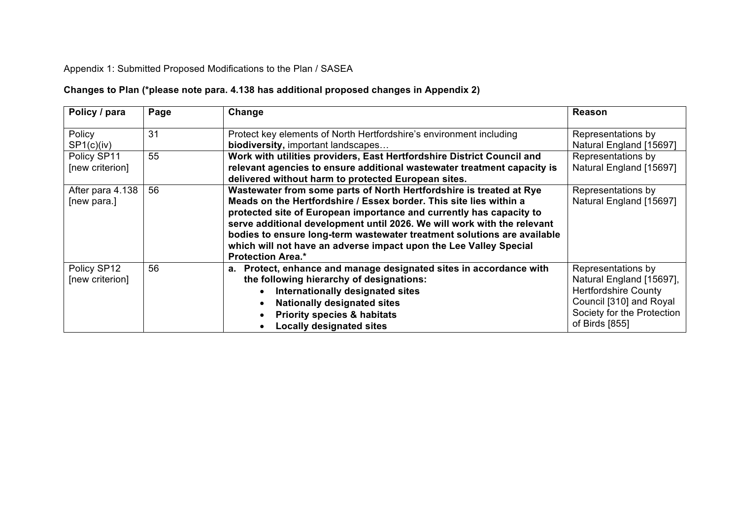Appendix 1: Submitted Proposed Modifications to the Plan / SASEA

**Changes to Plan (*please note para. 4.138 has additional proposed changes in Appendix 2)**

| Policy / para | Page | Change | Reason |
|---|---|---|---|
| Policy SP1(c)(iv) | 31 | Protect key elements of North Hertfordshire's environment including **biodiversity,** important landscapes… | Representations by Natural England [15697] |
| Policy SP11 [new criterion] | 55 | **Work with utilities providers, East Hertfordshire District Council and relevant agencies to ensure additional wastewater treatment capacity is delivered without harm to protected European sites.** | Representations by Natural England [15697] |
| After para 4.138 [new para.] | 56 | **Wastewater from some parts of North Hertfordshire is treated at Rye Meads on the Hertfordshire / Essex border. This site lies within a protected site of European importance and currently has capacity to serve additional development until 2026. We will work with the relevant bodies to ensure long-term wastewater treatment solutions are available which will not have an adverse impact upon the Lee Valley Special Protection Area.*** | Representations by Natural England [15697] |
| Policy SP12 [new criterion] | 56 | **a. Protect, enhance and manage designated sites in accordance with the following hierarchy of designations:**<br>• **Internationally designated sites**<br>• **Nationally designated sites**<br>• **Priority species & habitats**<br>• **Locally designated sites** | Representations by Natural England [15697], Hertfordshire County Council [310] and Royal Society for the Protection of Birds [855] |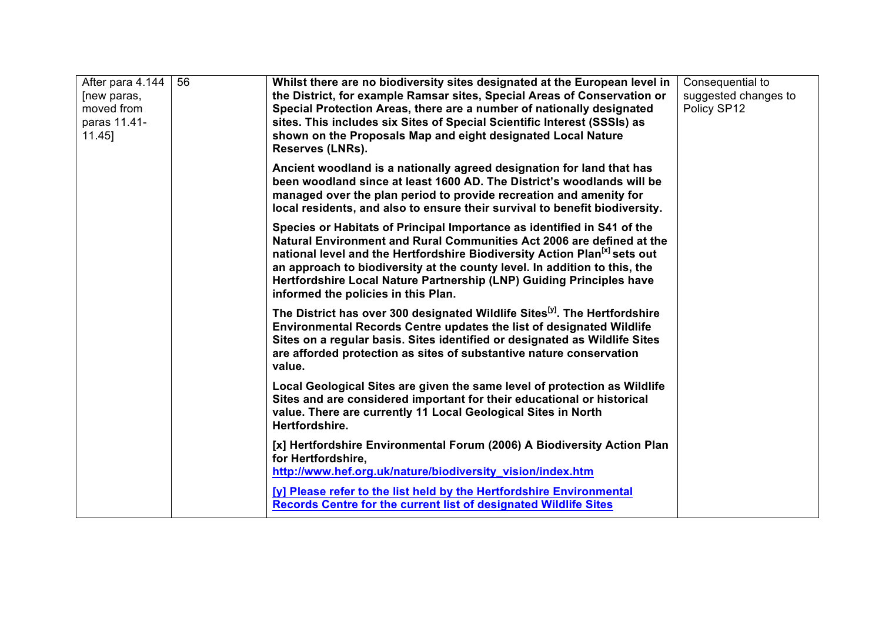| | | | |
|---|---|---|---|
| After para 4.144 [new paras, moved from paras 11.41-11.45] | 56 | **Whilst there are no biodiversity sites designated at the European level in the District, for example Ramsar sites, Special Areas of Conservation or Special Protection Areas, there are a number of nationally designated sites. This includes six Sites of Special Scientific Interest (SSSIs) as shown on the Proposals Map and eight designated Local Nature Reserves (LNRs).**<br><br>**Ancient woodland is a nationally agreed designation for land that has been woodland since at least 1600 AD. The District's woodlands will be managed over the plan period to provide recreation and amenity for local residents, and also to ensure their survival to benefit biodiversity.**<br><br>**Species or Habitats of Principal Importance as identified in S41 of the Natural Environment and Rural Communities Act 2006 are defined at the national level and the Hertfordshire Biodiversity Action Plan[x] sets out an approach to biodiversity at the county level. In addition to this, the Hertfordshire Local Nature Partnership (LNP) Guiding Principles have informed the policies in this Plan.**<br><br>**The District has over 300 designated Wildlife Sites[y]. The Hertfordshire Environmental Records Centre updates the list of designated Wildlife Sites on a regular basis. Sites identified or designated as Wildlife Sites are afforded protection as sites of substantive nature conservation value.**<br><br>**Local Geological Sites are given the same level of protection as Wildlife Sites and are considered important for their educational or historical value. There are currently 11 Local Geological Sites in North Hertfordshire.**<br><br>**[x] Hertfordshire Environmental Forum (2006) A Biodiversity Action Plan for Hertfordshire, http://www.hef.org.uk/nature/biodiversity_vision/index.htm**<br><br>**[y] Please refer to the list held by the Hertfordshire Environmental Records Centre for the current list of designated Wildlife Sites** | Consequential to suggested changes to Policy SP12 |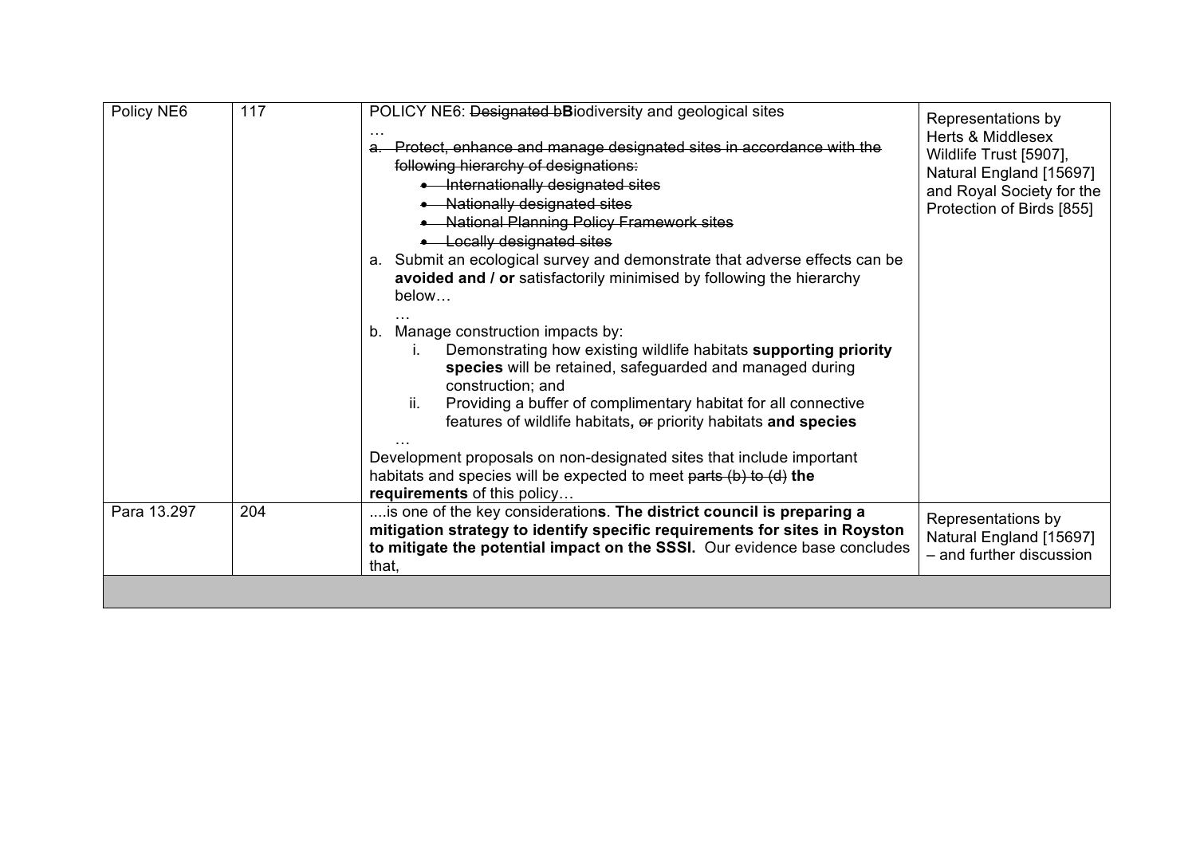| Policy NE6 | 117 | POLICY NE6: ~~Designated b~~**B**iodiversity and geological sites<br>…<br>~~a. Protect, enhance and manage designated sites in accordance with the following hierarchy of designations:~~<br>~~• Internationally designated sites~~<br>~~• Nationally designated sites~~<br>~~• National Planning Policy Framework sites~~<br>~~• Locally designated sites~~<br>a. Submit an ecological survey and demonstrate that adverse effects can be **avoided and / or** satisfactorily minimised by following the hierarchy below…<br>…<br>b. Manage construction impacts by:<br>i. Demonstrating how existing wildlife habitats **supporting priority species** will be retained, safeguarded and managed during construction; and<br>ii. Providing a buffer of complimentary habitat for all connective features of wildlife habitats**,** ~~or~~ priority habitats **and species**<br>…<br>Development proposals on non-designated sites that include important habitats and species will be expected to meet ~~parts (b) to (d)~~ **the requirements** of this policy… | Representations by Herts & Middlesex Wildlife Trust [5907], Natural England [15697] and Royal Society for the Protection of Birds [855] |
|---|---|---|---|
| Para 13.297 | 204 | ....is one of the key consideration**s**. **The district council is preparing a mitigation strategy to identify specific requirements for sites in Royston to mitigate the potential impact on the SSSI.** Our evidence base concludes that, | Representations by Natural England [15697] – and further discussion |
| | | | |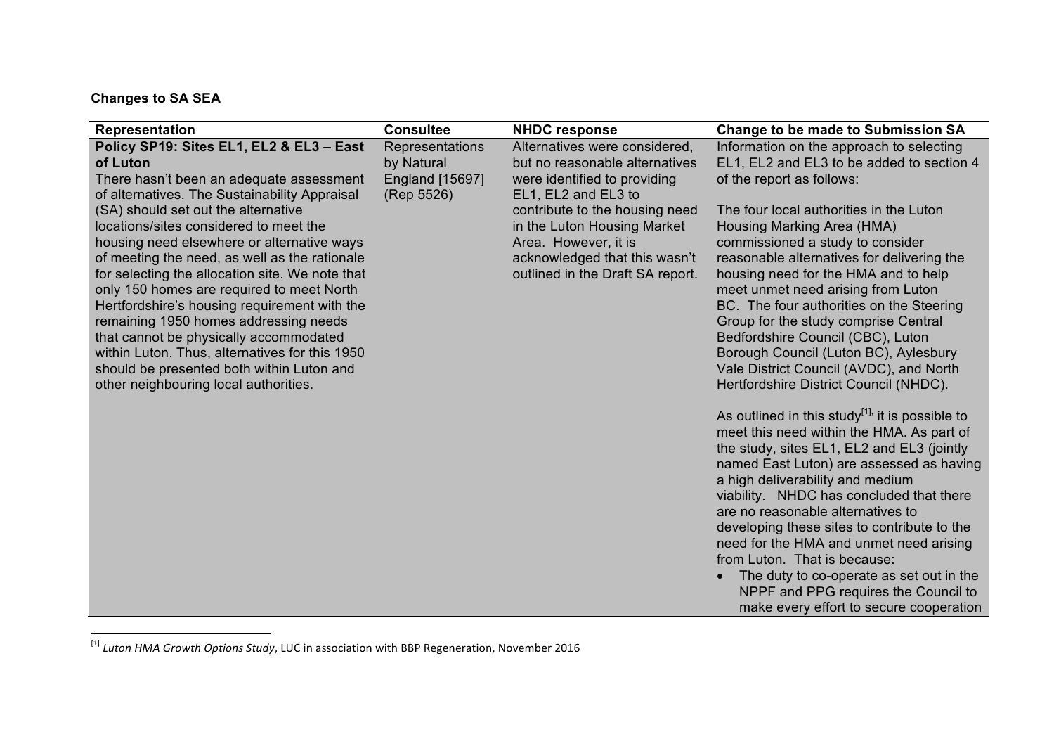**Changes to SA SEA**

| Representation | Consultee | NHDC response | Change to be made to Submission SA |
|---|---|---|---|
| **Policy SP19: Sites EL1, EL2 & EL3 – East of Luton**<br>There hasn't been an adequate assessment of alternatives. The Sustainability Appraisal (SA) should set out the alternative locations/sites considered to meet the housing need elsewhere or alternative ways of meeting the need, as well as the rationale for selecting the allocation site. We note that only 150 homes are required to meet North Hertfordshire's housing requirement with the remaining 1950 homes addressing needs that cannot be physically accommodated within Luton. Thus, alternatives for this 1950 should be presented both within Luton and other neighbouring local authorities. | Representations by Natural England [15697] (Rep 5526) | Alternatives were considered, but no reasonable alternatives were identified to providing EL1, EL2 and EL3 to contribute to the housing need in the Luton Housing Market Area. However, it is acknowledged that this wasn't outlined in the Draft SA report. | Information on the approach to selecting EL1, EL2 and EL3 to be added to section 4 of the report as follows:<br><br>The four local authorities in the Luton Housing Marking Area (HMA) commissioned a study to consider reasonable alternatives for delivering the housing need for the HMA and to help meet unmet need arising from Luton BC. The four authorities on the Steering Group for the study comprise Central Bedfordshire Council (CBC), Luton Borough Council (Luton BC), Aylesbury Vale District Council (AVDC), and North Hertfordshire District Council (NHDC).<br><br>As outlined in this study[1], it is possible to meet this need within the HMA. As part of the study, sites EL1, EL2 and EL3 (jointly named East Luton) are assessed as having a high deliverability and medium viability. NHDC has concluded that there are no reasonable alternatives to developing these sites to contribute to the need for the HMA and unmet need arising from Luton. That is because:<br>• The duty to co-operate as set out in the NPPF and PPG requires the Council to make every effort to secure cooperation |

[1] *Luton HMA Growth Options Study*, LUC in association with BBP Regeneration, November 2016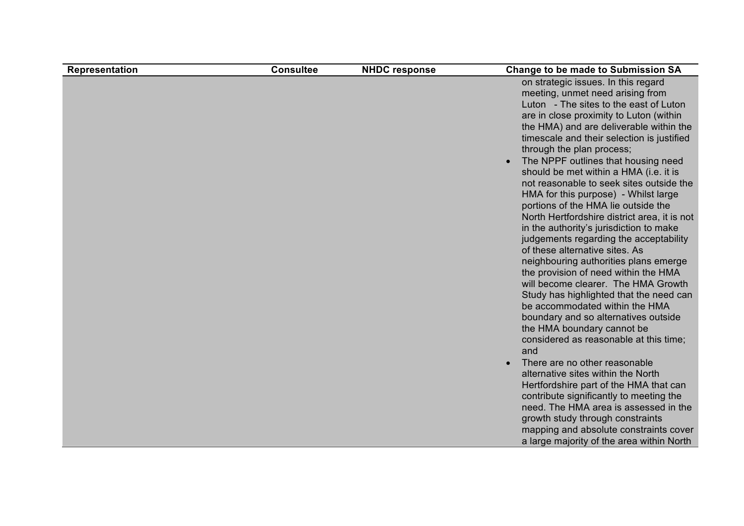| Representation | Consultee | NHDC response | Change to be made to Submission SA |
|---|---|---|---|
| | | | on strategic issues. In this regard meeting, unmet need arising from Luton - The sites to the east of Luton are in close proximity to Luton (within the HMA) and are deliverable within the timescale and their selection is justified through the plan process;<br>• The NPPF outlines that housing need should be met within a HMA (i.e. it is not reasonable to seek sites outside the HMA for this purpose) - Whilst large portions of the HMA lie outside the North Hertfordshire district area, it is not in the authority's jurisdiction to make judgements regarding the acceptability of these alternative sites. As neighbouring authorities plans emerge the provision of need within the HMA will become clearer. The HMA Growth Study has highlighted that the need can be accommodated within the HMA boundary and so alternatives outside the HMA boundary cannot be considered as reasonable at this time; and<br>• There are no other reasonable alternative sites within the North Hertfordshire part of the HMA that can contribute significantly to meeting the need. The HMA area is assessed in the growth study through constraints mapping and absolute constraints cover a large majority of the area within North |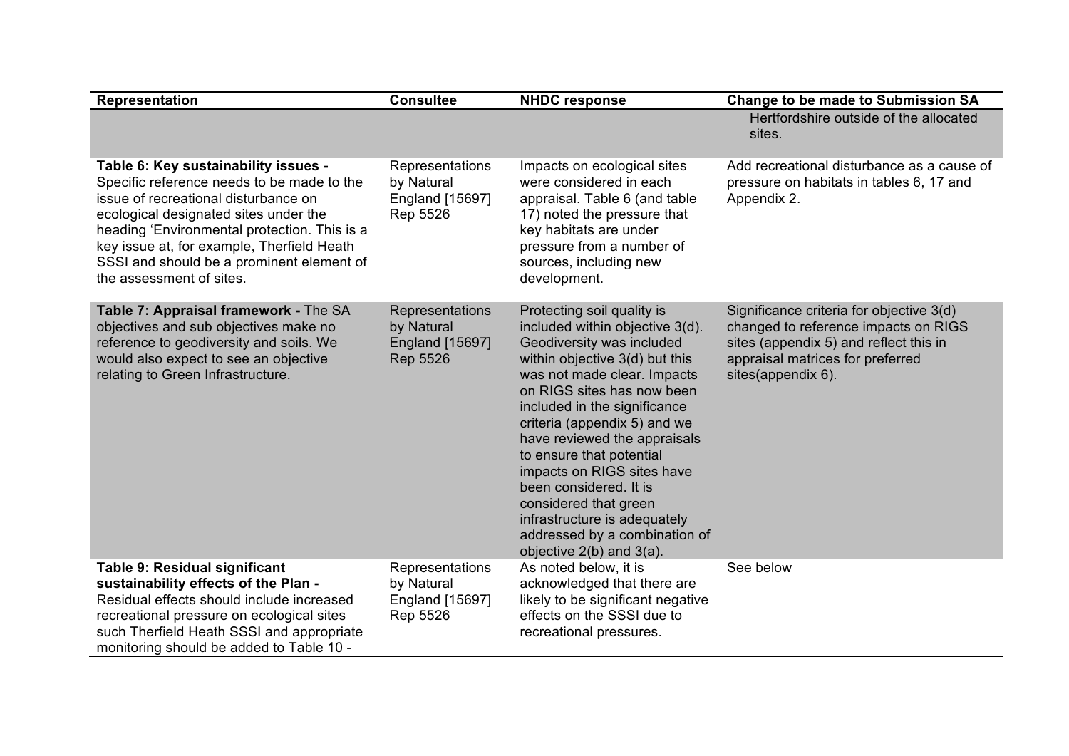| Representation | Consultee | NHDC response | Change to be made to Submission SA |
| --- | --- | --- | --- |
| | | | Hertfordshire outside of the allocated sites. |
| **Table 6: Key sustainability issues -** Specific reference needs to be made to the issue of recreational disturbance on ecological designated sites under the heading 'Environmental protection. This is a key issue at, for example, Therfield Heath SSSI and should be a prominent element of the assessment of sites. | Representations by Natural England [15697] Rep 5526 | Impacts on ecological sites were considered in each appraisal. Table 6 (and table 17) noted the pressure that key habitats are under pressure from a number of sources, including new development. | Add recreational disturbance as a cause of pressure on habitats in tables 6, 17 and Appendix 2. |
| **Table 7: Appraisal framework -** The SA objectives and sub objectives make no reference to geodiversity and soils. We would also expect to see an objective relating to Green Infrastructure. | Representations by Natural England [15697] Rep 5526 | Protecting soil quality is included within objective 3(d). Geodiversity was included within objective 3(d) but this was not made clear. Impacts on RIGS sites has now been included in the significance criteria (appendix 5) and we have reviewed the appraisals to ensure that potential impacts on RIGS sites have been considered. It is considered that green infrastructure is adequately addressed by a combination of objective 2(b) and 3(a). | Significance criteria for objective 3(d) changed to reference impacts on RIGS sites (appendix 5) and reflect this in appraisal matrices for preferred sites(appendix 6). |
| **Table 9: Residual significant sustainability effects of the Plan -** Residual effects should include increased recreational pressure on ecological sites such Therfield Heath SSSI and appropriate monitoring should be added to Table 10 - | Representations by Natural England [15697] Rep 5526 | As noted below, it is acknowledged that there are likely to be significant negative effects on the SSSI due to recreational pressures. | See below |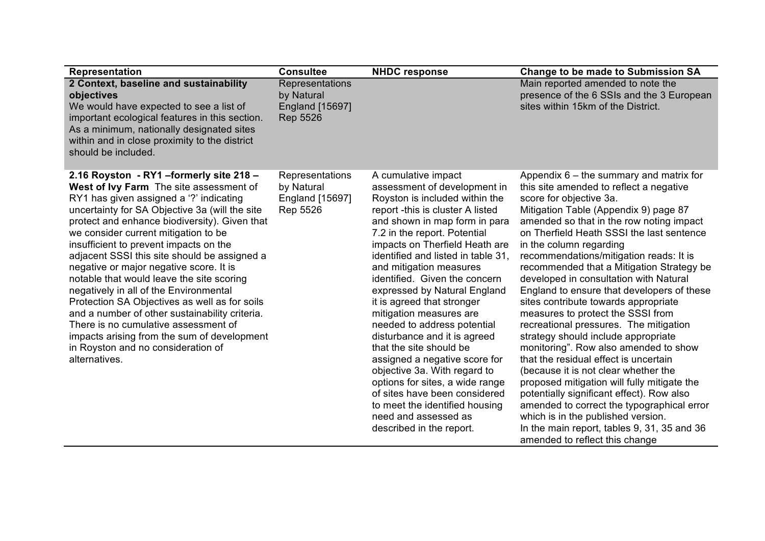| Representation | Consultee | NHDC response | Change to be made to Submission SA |
|---|---|---|---|
| **2 Context, baseline and sustainability objectives** We would have expected to see a list of important ecological features in this section. As a minimum, nationally designated sites within and in close proximity to the district should be included. | Representations by Natural England [15697] Rep 5526 | | Main reported amended to note the presence of the 6 SSIs and the 3 European sites within 15km of the District. |
| **2.16 Royston - RY1 –formerly site 218 – West of Ivy Farm** The site assessment of RY1 has given assigned a '?' indicating uncertainty for SA Objective 3a (will the site protect and enhance biodiversity). Given that we consider current mitigation to be insufficient to prevent impacts on the adjacent SSSI this site should be assigned a negative or major negative score. It is notable that would leave the site scoring negatively in all of the Environmental Protection SA Objectives as well as for soils and a number of other sustainability criteria. There is no cumulative assessment of impacts arising from the sum of development in Royston and no consideration of alternatives. | Representations by Natural England [15697] Rep 5526 | A cumulative impact assessment of development in Royston is included within the report -this is cluster A listed and shown in map form in para 7.2 in the report. Potential impacts on Therfield Heath are identified and listed in table 31, and mitigation measures identified. Given the concern expressed by Natural England it is agreed that stronger mitigation measures are needed to address potential disturbance and it is agreed that the site should be assigned a negative score for objective 3a. With regard to options for sites, a wide range of sites have been considered to meet the identified housing need and assessed as described in the report. | Appendix 6 – the summary and matrix for this site amended to reflect a negative score for objective 3a. Mitigation Table (Appendix 9) page 87 amended so that in the row noting impact on Therfield Heath SSSI the last sentence in the column regarding recommendations/mitigation reads: It is recommended that a Mitigation Strategy be developed in consultation with Natural England to ensure that developers of these sites contribute towards appropriate measures to protect the SSSI from recreational pressures. The mitigation strategy should include appropriate monitoring". Row also amended to show that the residual effect is uncertain (because it is not clear whether the proposed mitigation will fully mitigate the potentially significant effect). Row also amended to correct the typographical error which is in the published version. In the main report, tables 9, 31, 35 and 36 amended to reflect this change |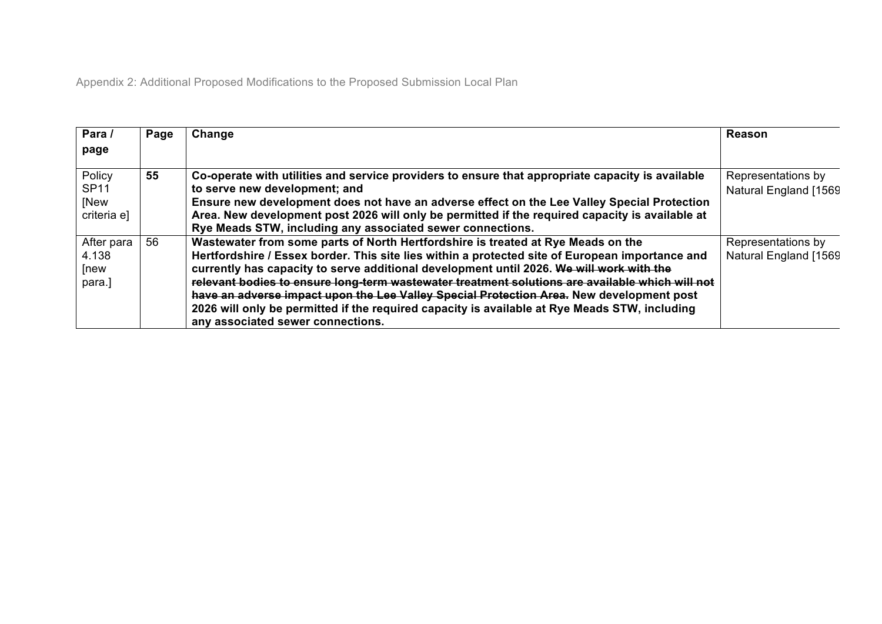Appendix 2: Additional Proposed Modifications to the Proposed Submission Local Plan

| Para / page | Page | Change | Reason |
| --- | --- | --- | --- |
| Policy SP11 [New criteria e] | **55** | **Co-operate with utilities and service providers to ensure that appropriate capacity is available to serve new development; and Ensure new development does not have an adverse effect on the Lee Valley Special Protection Area. New development post 2026 will only be permitted if the required capacity is available at Rye Meads STW, including any associated sewer connections.** | Representations by Natural England [1569 |
| After para 4.138 [new para.] | 56 | **Wastewater from some parts of North Hertfordshire is treated at Rye Meads on the Hertfordshire / Essex border. This site lies within a protected site of European importance and currently has capacity to serve additional development until 2026. ~~We will work with the relevant bodies to ensure long-term wastewater treatment solutions are available which will not have an adverse impact upon the Lee Valley Special Protection Area.~~ New development post 2026 will only be permitted if the required capacity is available at Rye Meads STW, including any associated sewer connections.** | Representations by Natural England [1569 |